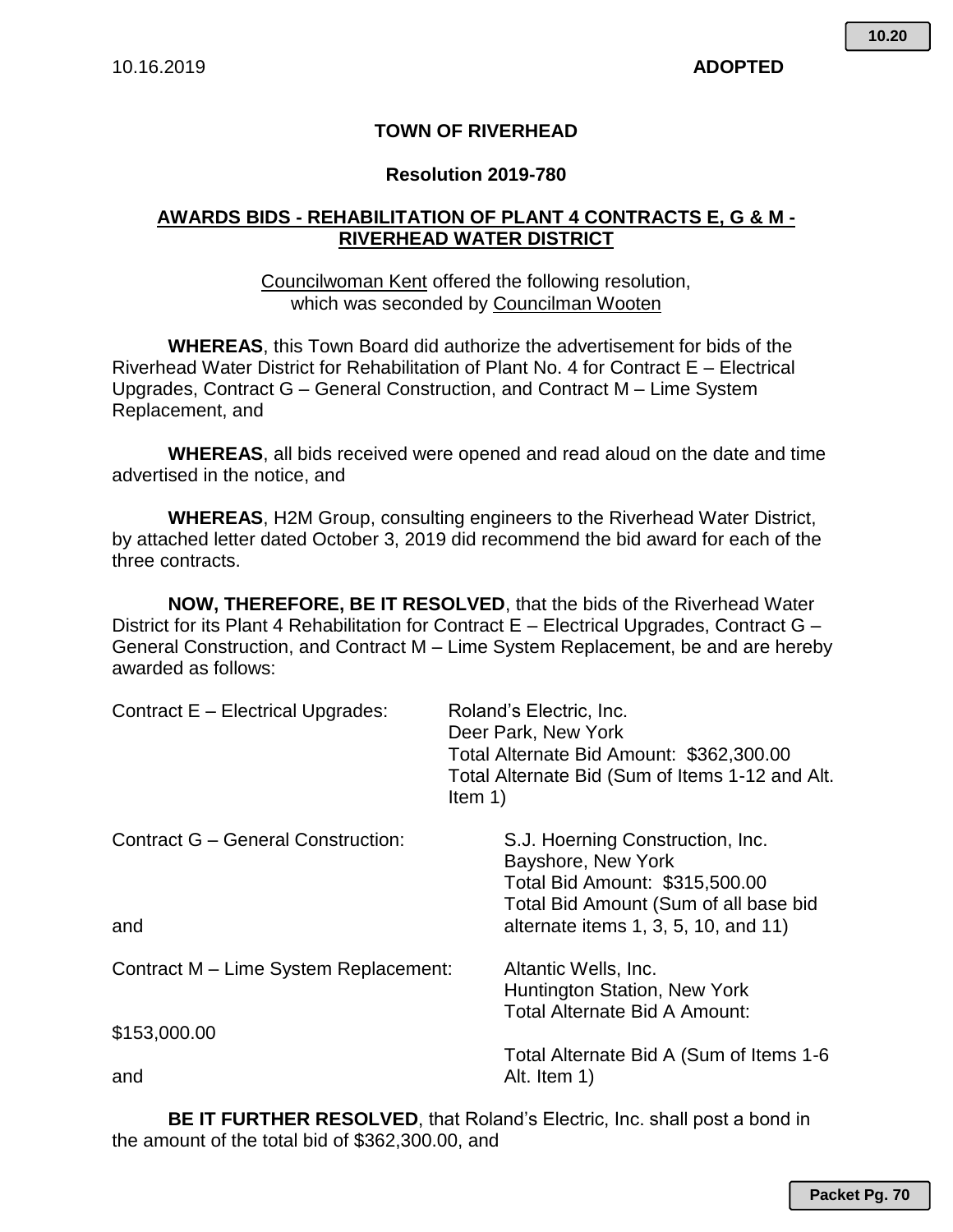10.16.2019 **ADOPTED**

**TOWN OF RIVERHEAD**

**Resolution 2019-780**

**AWARDS BIDS - REHABILITATION OF PLANT 4 CONTRACTS E, G & M - RIVERHEAD WATER DISTRICT**

Councilwoman Kent offered the following resolution, which was seconded by Councilman Wooten

**WHEREAS**, this Town Board did authorize the advertisement for bids of the Riverhead Water District for Rehabilitation of Plant No. 4 for Contract E – Electrical Upgrades, Contract G – General Construction, and Contract M – Lime System Replacement, and

**WHEREAS**, all bids received were opened and read aloud on the date and time advertised in the notice, and

**WHEREAS**, H2M Group, consulting engineers to the Riverhead Water District, by attached letter dated October 3, 2019 did recommend the bid award for each of the three contracts.

**NOW, THEREFORE, BE IT RESOLVED**, that the bids of the Riverhead Water District for its Plant 4 Rehabilitation for Contract E – Electrical Upgrades, Contract G – General Construction, and Contract M – Lime System Replacement, be and are hereby awarded as follows:

Contract E – Electrical Upgrades: Roland's Electric, Inc.
Deer Park, New York
Total Alternate Bid Amount: $362,300.00
Total Alternate Bid (Sum of Items 1-12 and Alt. Item 1)

Contract G – General Construction: S.J. Hoerning Construction, Inc.
Bayshore, New York
Total Bid Amount: $315,500.00
Total Bid Amount (Sum of all base bid alternate items 1, 3, 5, 10, and 11)

and

Contract M – Lime System Replacement: Altantic Wells, Inc.
Huntington Station, New York
Total Alternate Bid A Amount: $153,000.00
Total Alternate Bid A (Sum of Items 1-6 Alt. Item 1)

and

**BE IT FURTHER RESOLVED**, that Roland's Electric, Inc. shall post a bond in the amount of the total bid of $362,300.00, and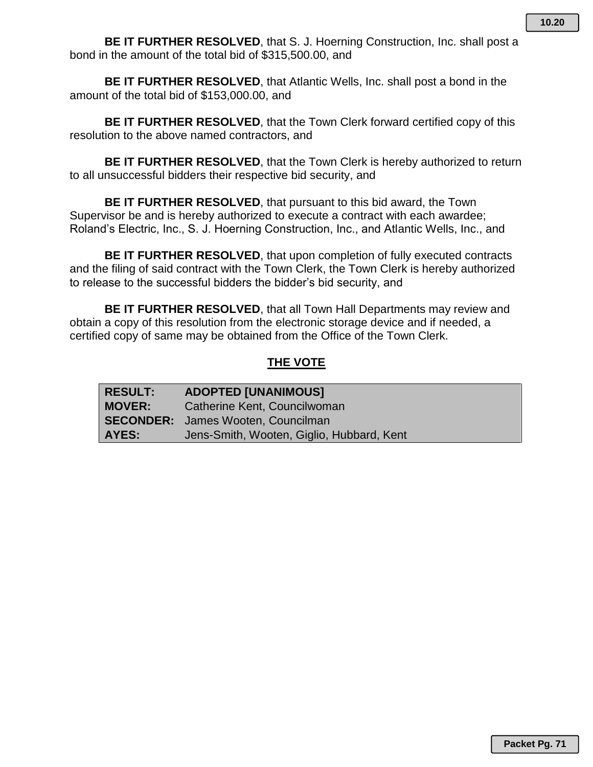**BE IT FURTHER RESOLVED**, that S. J. Hoerning Construction, Inc. shall post a bond in the amount of the total bid of $315,500.00, and

**BE IT FURTHER RESOLVED**, that Atlantic Wells, Inc. shall post a bond in the amount of the total bid of $153,000.00, and

**BE IT FURTHER RESOLVED**, that the Town Clerk forward certified copy of this resolution to the above named contractors, and

**BE IT FURTHER RESOLVED**, that the Town Clerk is hereby authorized to return to all unsuccessful bidders their respective bid security, and

**BE IT FURTHER RESOLVED**, that pursuant to this bid award, the Town Supervisor be and is hereby authorized to execute a contract with each awardee; Roland's Electric, Inc., S. J. Hoerning Construction, Inc., and Atlantic Wells, Inc., and

**BE IT FURTHER RESOLVED**, that upon completion of fully executed contracts and the filing of said contract with the Town Clerk, the Town Clerk is hereby authorized to release to the successful bidders the bidder's bid security, and

**BE IT FURTHER RESOLVED**, that all Town Hall Departments may review and obtain a copy of this resolution from the electronic storage device and if needed, a certified copy of same may be obtained from the Office of the Town Clerk.

## THE VOTE

| | |
|---|---|
| **RESULT:** | **ADOPTED [UNANIMOUS]** |
| **MOVER:** | Catherine Kent, Councilwoman |
| **SECONDER:** | James Wooten, Councilman |
| **AYES:** | Jens-Smith, Wooten, Giglio, Hubbard, Kent |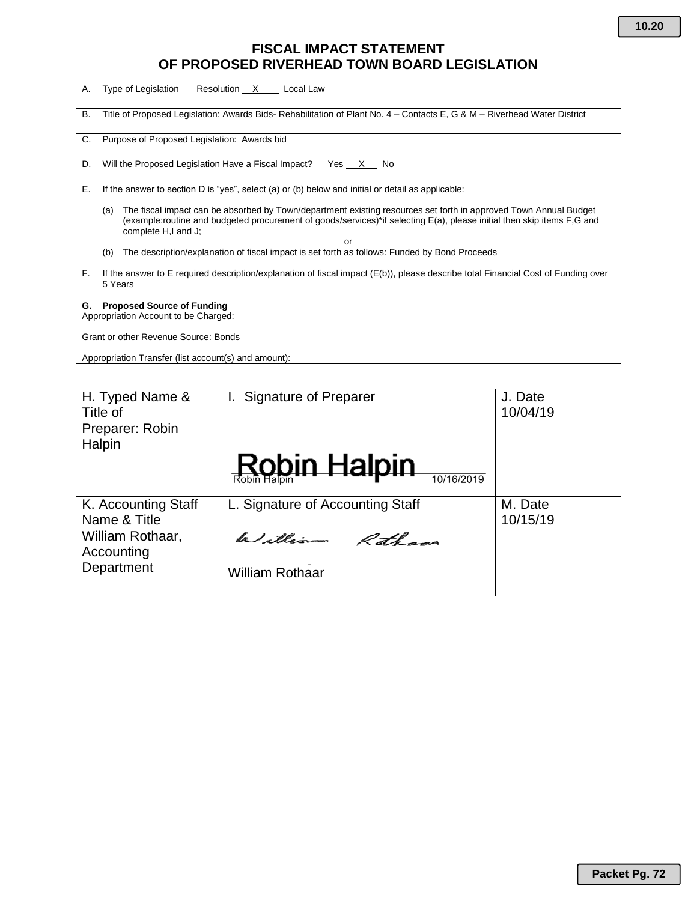# FISCAL IMPACT STATEMENT
# OF PROPOSED RIVERHEAD TOWN BOARD LEGISLATION

A. Type of Legislation Resolution __X____ Local Law

B. Title of Proposed Legislation: Awards Bids- Rehabilitation of Plant No. 4 – Contacts E, G & M – Riverhead Water District

C. Purpose of Proposed Legislation: Awards bid

D. Will the Proposed Legislation Have a Fiscal Impact? Yes __X__ No

E. If the answer to section D is "yes", select (a) or (b) below and initial or detail as applicable:

(a) The fiscal impact can be absorbed by Town/department existing resources set forth in approved Town Annual Budget (example:routine and budgeted procurement of goods/services)*if selecting E(a), please initial then skip items F,G and complete H,I and J;

or

(b) The description/explanation of fiscal impact is set forth as follows: Funded by Bond Proceeds

F. If the answer to E required description/explanation of fiscal impact (E(b)), please describe total Financial Cost of Funding over 5 Years

**G. Proposed Source of Funding**

Appropriation Account to be Charged:

Grant or other Revenue Source: Bonds

Appropriation Transfer (list account(s) and amount):

| H. Typed Name & Title of Preparer: Robin Halpin | I. Signature of Preparer | J. Date 10/04/19 |
|---|---|---|
| | Robin Halpin<br>Robin Halpin 10/16/2019 | |
| K. Accounting Staff Name & Title William Rothaar, Accounting Department | L. Signature of Accounting Staff<br>William Rothaar<br>William Rothaar | M. Date 10/15/19 |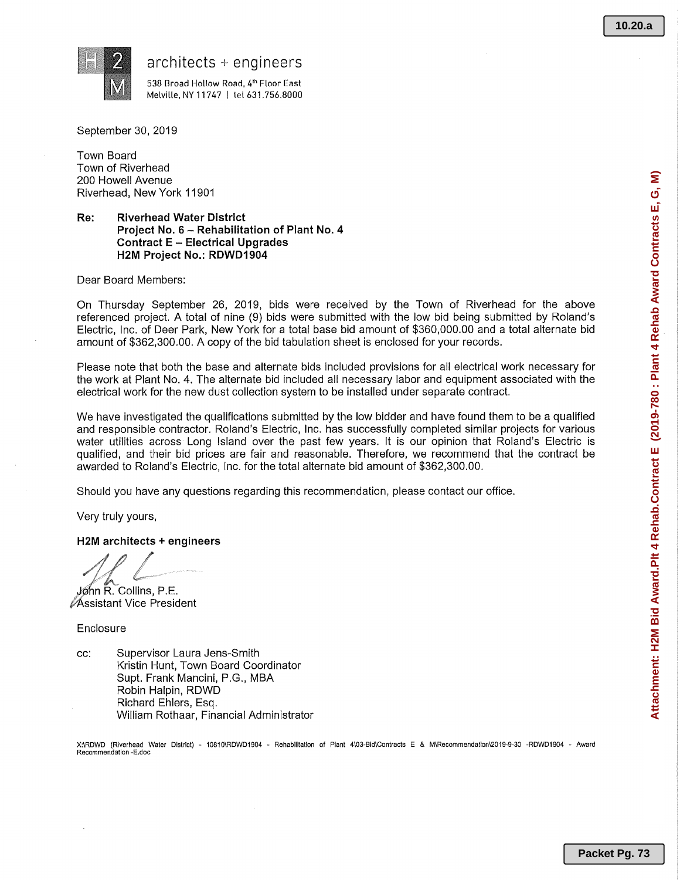**H2M** architects + engineers

538 Broad Hollow Road, 4th Floor East
Melville, NY 11747 | tel 631.756.8000

September 30, 2019

Town Board
Town of Riverhead
200 Howell Avenue
Riverhead, New York 11901

**Re: Riverhead Water District**
**Project No. 6 – Rehabilitation of Plant No. 4**
**Contract E – Electrical Upgrades**
**H2M Project No.: RDWD1904**

Dear Board Members:

On Thursday September 26, 2019, bids were received by the Town of Riverhead for the above referenced project. A total of nine (9) bids were submitted with the low bid being submitted by Roland's Electric, Inc. of Deer Park, New York for a total base bid amount of $360,000.00 and a total alternate bid amount of $362,300.00. A copy of the bid tabulation sheet is enclosed for your records.

Please note that both the base and alternate bids included provisions for all electrical work necessary for the work at Plant No. 4. The alternate bid included all necessary labor and equipment associated with the electrical work for the new dust collection system to be installed under separate contract.

We have investigated the qualifications submitted by the low bidder and have found them to be a qualified and responsible contractor. Roland's Electric, Inc. has successfully completed similar projects for various water utilities across Long Island over the past few years. It is our opinion that Roland's Electric is qualified, and their bid prices are fair and reasonable. Therefore, we recommend that the contract be awarded to Roland's Electric, Inc. for the total alternate bid amount of $362,300.00.

Should you have any questions regarding this recommendation, please contact our office.

Very truly yours,

**H2M architects + engineers**

John R. Collins, P.E.
Assistant Vice President

Enclosure

cc: Supervisor Laura Jens-Smith
Kristin Hunt, Town Board Coordinator
Supt. Frank Mancini, P.G., MBA
Robin Halpin, RDWD
Richard Ehlers, Esq.
William Rothaar, Financial Administrator

X:\RDWD (Riverhead Water District) - 10810\RDWD1904 - Rehabilitation of Plant 4\03-Bid\Contracts E & M\Recommendation\2019-9-30 -RDWD1904 - Award Recommendation -E.doc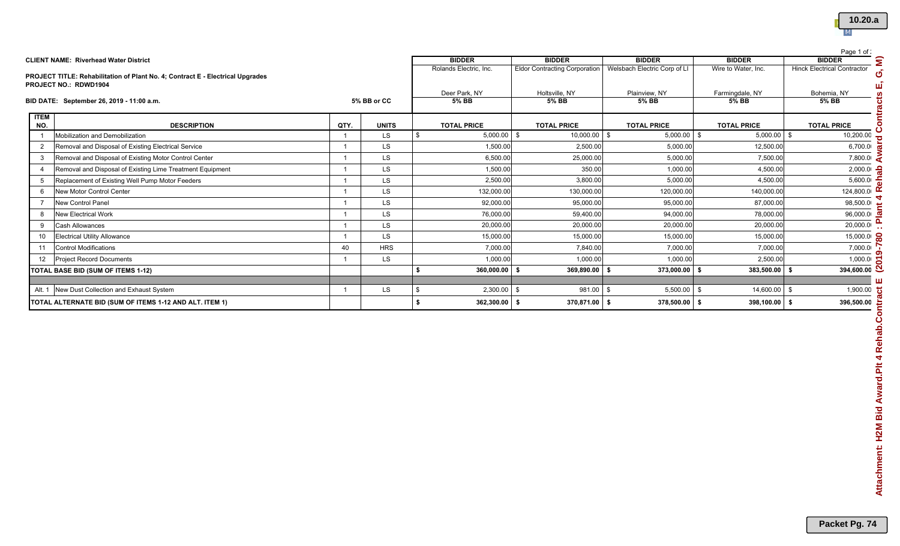**CLIENT NAME: Riverhead Water District**

**PROJECT TITLE: Rehabilitation of Plant No. 4; Contract E - Electrical Upgrades**
**PROJECT NO.: RDWD1904**

**BID DATE: September 26, 2019 - 11:00 a.m.** **5% BB or CC**

| ITEM NO. | DESCRIPTION | QTY. | UNITS | BIDDER<br>Rolands Electric, Inc.<br>Deer Park, NY<br>5% BB<br>TOTAL PRICE | BIDDER<br>Eldor Contracting Corporation<br>Holtsville, NY<br>5% BB<br>TOTAL PRICE | BIDDER<br>Welsbach Electric Corp of LI<br>Plainview, NY<br>5% BB<br>TOTAL PRICE | BIDDER<br>Wire to Water, Inc.<br>Farmingdale, NY<br>5% BB<br>TOTAL PRICE | BIDDER<br>Hinck Electrical Contractor<br>Bohemia, NY<br>5% BB<br>TOTAL PRICE |
|---|---|---|---|---|---|---|---|---|
| 1 | Mobilization and Demobilization | 1 | LS | $ 5,000.00 | $ 10,000.00 | $ 5,000.00 | $ 5,000.00 | $ 10,200.00 |
| 2 | Removal and Disposal of Existing Electrical Service | 1 | LS | 1,500.00 | 2,500.00 | 5,000.00 | 12,500.00 | 6,700.00 |
| 3 | Removal and Disposal of Existing Motor Control Center | 1 | LS | 6,500.00 | 25,000.00 | 5,000.00 | 7,500.00 | 7,800.00 |
| 4 | Removal and Disposal of Existing Lime Treatment Equipment | 1 | LS | 1,500.00 | 350.00 | 1,000.00 | 4,500.00 | 2,000.00 |
| 5 | Replacement of Existing Well Pump Motor Feeders | 1 | LS | 2,500.00 | 3,800.00 | 5,000.00 | 4,500.00 | 5,600.00 |
| 6 | New Motor Control Center | 1 | LS | 132,000.00 | 130,000.00 | 120,000.00 | 140,000.00 | 124,800.00 |
| 7 | New Control Panel | 1 | LS | 92,000.00 | 95,000.00 | 95,000.00 | 87,000.00 | 98,500.00 |
| 8 | New Electrical Work | 1 | LS | 76,000.00 | 59,400.00 | 94,000.00 | 78,000.00 | 96,000.00 |
| 9 | Cash Allowances | 1 | LS | 20,000.00 | 20,000.00 | 20,000.00 | 20,000.00 | 20,000.00 |
| 10 | Electrical Utility Allowance | 1 | LS | 15,000.00 | 15,000.00 | 15,000.00 | 15,000.00 | 15,000.00 |
| 11 | Control Modifications | 40 | HRS | 7,000.00 | 7,840.00 | 7,000.00 | 7,000.00 | 7,000.00 |
| 12 | Project Record Documents | 1 | LS | 1,000.00 | 1,000.00 | 1,000.00 | 2,500.00 | 1,000.00 |
| **TOTAL BASE BID (SUM OF ITEMS 1-12)** | | | | **$ 360,000.00** | **$ 369,890.00** | **$ 373,000.00** | **$ 383,500.00** | **$ 394,600.00** |
| | | | | | | | | |
| Alt. 1 | New Dust Collection and Exhaust System | 1 | LS | $ 2,300.00 | $ 981.00 | $ 5,500.00 | $ 14,600.00 | $ 1,900.00 |
| **TOTAL ALTERNATE BID (SUM OF ITEMS 1-12 AND ALT. ITEM 1)** | | | | **$ 362,300.00** | **$ 370,871.00** | **$ 378,500.00** | **$ 398,100.00** | **$ 396,500.00** |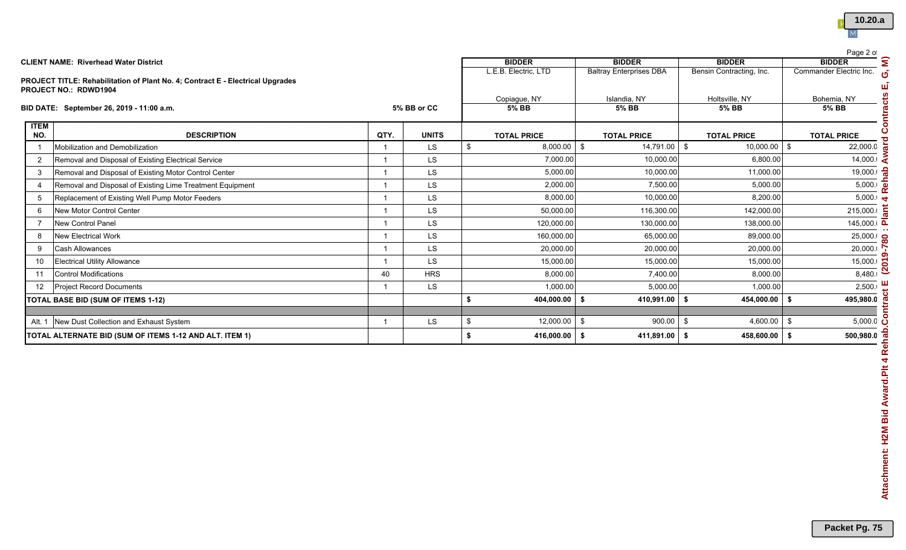**CLIENT NAME: Riverhead Water District**

**PROJECT TITLE: Rehabilitation of Plant No. 4; Contract E - Electrical Upgrades**
**PROJECT NO.: RDWD1904**

**BID DATE: September 26, 2019 - 11:00 a.m.**

| ITEM NO. | DESCRIPTION | QTY. | UNITS | BIDDER L.E.B. Electric, LTD Copiague, NY 5% BB | BIDDER Baltray Enterprises DBA Islandia, NY 5% BB | BIDDER Bensin Contracting, Inc. Holtsville, NY 5% BB | BIDDER Commander Electric Inc. Bohemia, NY 5% BB |
|---|---|---|---|---|---|---|---|
| | | | 5% BB or CC | TOTAL PRICE | TOTAL PRICE | TOTAL PRICE | TOTAL PRICE |
| 1 | Mobilization and Demobilization | 1 | LS | $ 8,000.00 | $ 14,791.00 | $ 10,000.00 | $ 22,000.0 |
| 2 | Removal and Disposal of Existing Electrical Service | 1 | LS | 7,000.00 | 10,000.00 | 6,800.00 | 14,000. |
| 3 | Removal and Disposal of Existing Motor Control Center | 1 | LS | 5,000.00 | 10,000.00 | 11,000.00 | 19,000. |
| 4 | Removal and Disposal of Existing Lime Treatment Equipment | 1 | LS | 2,000.00 | 7,500.00 | 5,000.00 | 5,000. |
| 5 | Replacement of Existing Well Pump Motor Feeders | 1 | LS | 8,000.00 | 10,000.00 | 8,200.00 | 5,000. |
| 6 | New Motor Control Center | 1 | LS | 50,000.00 | 116,300.00 | 142,000.00 | 215,000. |
| 7 | New Control Panel | 1 | LS | 120,000.00 | 130,000.00 | 138,000.00 | 145,000. |
| 8 | New Electrical Work | 1 | LS | 160,000.00 | 65,000.00 | 89,000.00 | 25,000. |
| 9 | Cash Allowances | 1 | LS | 20,000.00 | 20,000.00 | 20,000.00 | 20,000. |
| 10 | Electrical Utility Allowance | 1 | LS | 15,000.00 | 15,000.00 | 15,000.00 | 15,000. |
| 11 | Control Modifications | 40 | HRS | 8,000.00 | 7,400.00 | 8,000.00 | 8,480. |
| 12 | Project Record Documents | 1 | LS | 1,000.00 | 5,000.00 | 1,000.00 | 2,500. |
| **TOTAL BASE BID (SUM OF ITEMS 1-12)** | | | | **$ 404,000.00** | **$ 410,991.00** | **$ 454,000.00** | **$ 495,980.0** |
| | | | | | | | |
| Alt. 1 | New Dust Collection and Exhaust System | 1 | LS | $ 12,000.00 | $ 900.00 | $ 4,600.00 | $ 5,000.0 |
| **TOTAL ALTERNATE BID (SUM OF ITEMS 1-12 AND ALT. ITEM 1)** | | | | **$ 416,000.00** | **$ 411,891.00** | **$ 458,600.00** | **$ 500,980.0** |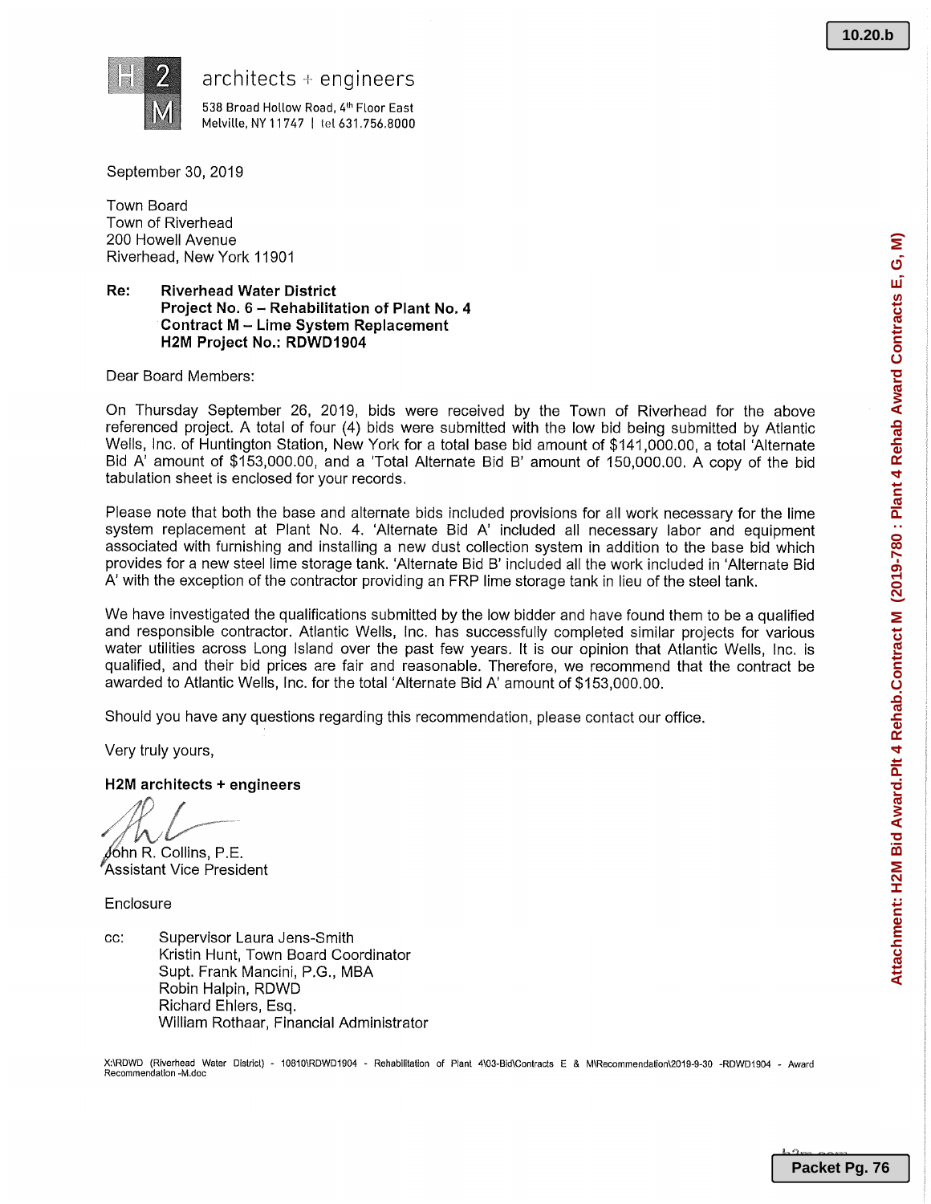H2M architects + engineers

538 Broad Hollow Road, 4th Floor East
Melville, NY 11747 | tel 631.756.8000

September 30, 2019

Town Board
Town of Riverhead
200 Howell Avenue
Riverhead, New York 11901

**Re: Riverhead Water District**
**Project No. 6 – Rehabilitation of Plant No. 4**
**Contract M – Lime System Replacement**
**H2M Project No.: RDWD1904**

Dear Board Members:

On Thursday September 26, 2019, bids were received by the Town of Riverhead for the above referenced project. A total of four (4) bids were submitted with the low bid being submitted by Atlantic Wells, Inc. of Huntington Station, New York for a total base bid amount of $141,000.00, a total 'Alternate Bid A' amount of $153,000.00, and a 'Total Alternate Bid B' amount of 150,000.00. A copy of the bid tabulation sheet is enclosed for your records.

Please note that both the base and alternate bids included provisions for all work necessary for the lime system replacement at Plant No. 4. 'Alternate Bid A' included all necessary labor and equipment associated with furnishing and installing a new dust collection system in addition to the base bid which provides for a new steel lime storage tank. 'Alternate Bid B' included all the work included in 'Alternate Bid A' with the exception of the contractor providing an FRP lime storage tank in lieu of the steel tank.

We have investigated the qualifications submitted by the low bidder and have found them to be a qualified and responsible contractor. Atlantic Wells, Inc. has successfully completed similar projects for various water utilities across Long Island over the past few years. It is our opinion that Atlantic Wells, Inc. is qualified, and their bid prices are fair and reasonable. Therefore, we recommend that the contract be awarded to Atlantic Wells, Inc. for the total 'Alternate Bid A' amount of $153,000.00.

Should you have any questions regarding this recommendation, please contact our office.

Very truly yours,

**H2M architects + engineers**

John R. Collins, P.E.
Assistant Vice President

Enclosure

cc: Supervisor Laura Jens-Smith
Kristin Hunt, Town Board Coordinator
Supt. Frank Mancini, P.G., MBA
Robin Halpin, RDWD
Richard Ehlers, Esq.
William Rothaar, Financial Administrator

X:\RDWD (Riverhead Water District) - 10810\RDWD1904 - Rehabilitation of Plant 4\03-Bid\Contracts E & M\Recommendation\2019-9-30 -RDWD1904 - Award Recommendation -M.doc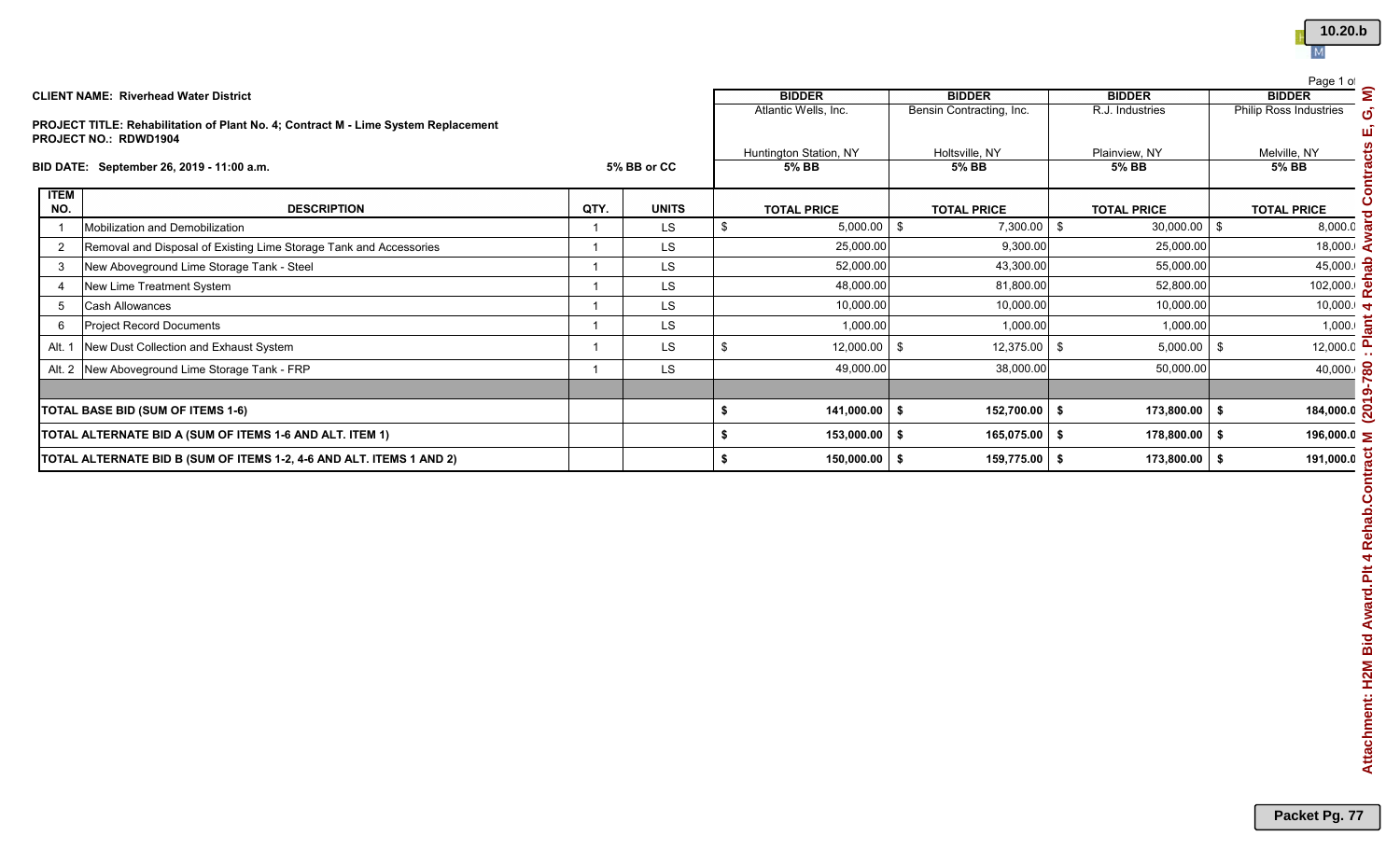**CLIENT NAME: Riverhead Water District**

**PROJECT TITLE: Rehabilitation of Plant No. 4; Contract M - Lime System Replacement**
**PROJECT NO.: RDWD1904**

**BID DATE: September 26, 2019 - 11:00 a.m.** | **5% BB or CC**

| ITEM NO. | DESCRIPTION | QTY. | UNITS | BIDDER Atlantic Wells, Inc. Huntington Station, NY 5% BB TOTAL PRICE | BIDDER Bensin Contracting, Inc. Holtsville, NY 5% BB TOTAL PRICE | BIDDER R.J. Industries Plainview, NY 5% BB TOTAL PRICE | BIDDER Philip Ross Industries Melville, NY 5% BB TOTAL PRICE |
|---|---|---|---|---|---|---|---|
| 1 | Mobilization and Demobilization | 1 | LS | $ 5,000.00 | $ 7,300.00 | $ 30,000.00 | $ 8,000.0 |
| 2 | Removal and Disposal of Existing Lime Storage Tank and Accessories | 1 | LS | 25,000.00 | 9,300.00 | 25,000.00 | 18,000. |
| 3 | New Aboveground Lime Storage Tank - Steel | 1 | LS | 52,000.00 | 43,300.00 | 55,000.00 | 45,000. |
| 4 | New Lime Treatment System | 1 | LS | 48,000.00 | 81,800.00 | 52,800.00 | 102,000. |
| 5 | Cash Allowances | 1 | LS | 10,000.00 | 10,000.00 | 10,000.00 | 10,000. |
| 6 | Project Record Documents | 1 | LS | 1,000.00 | 1,000.00 | 1,000.00 | 1,000. |
| Alt. 1 | New Dust Collection and Exhaust System | 1 | LS | $ 12,000.00 | $ 12,375.00 | $ 5,000.00 | $ 12,000.0 |
| Alt. 2 | New Aboveground Lime Storage Tank - FRP | 1 | LS | 49,000.00 | 38,000.00 | 50,000.00 | 40,000. |
| | | | | | | | |
| **TOTAL BASE BID (SUM OF ITEMS 1-6)** | | | | **$ 141,000.00** | **$ 152,700.00** | **$ 173,800.00** | **$ 184,000.0** |
| **TOTAL ALTERNATE BID A (SUM OF ITEMS 1-6 AND ALT. ITEM 1)** | | | | **$ 153,000.00** | **$ 165,075.00** | **$ 178,800.00** | **$ 196,000.0** |
| **TOTAL ALTERNATE BID B (SUM OF ITEMS 1-2, 4-6 AND ALT. ITEMS 1 AND 2)** | | | | **$ 150,000.00** | **$ 159,775.00** | **$ 173,800.00** | **$ 191,000.0** |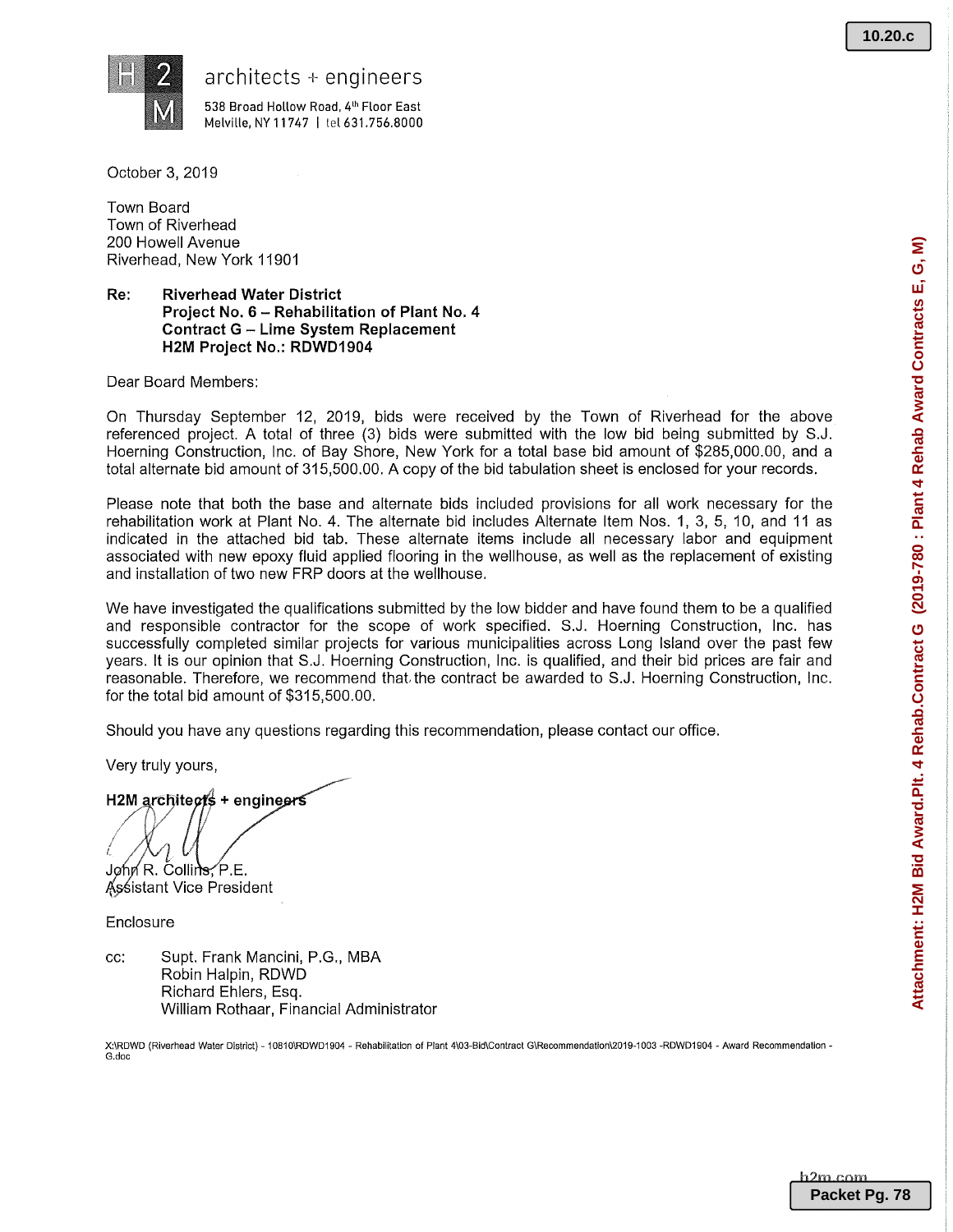**architects + engineers**

538 Broad Hollow Road, 4th Floor East
Melville, NY 11747 | tel 631.756.8000

October 3, 2019

Town Board
Town of Riverhead
200 Howell Avenue
Riverhead, New York 11901

**Re: Riverhead Water District**
**Project No. 6 – Rehabilitation of Plant No. 4**
**Contract G – Lime System Replacement**
**H2M Project No.: RDWD1904**

Dear Board Members:

On Thursday September 12, 2019, bids were received by the Town of Riverhead for the above referenced project. A total of three (3) bids were submitted with the low bid being submitted by S.J. Hoerning Construction, Inc. of Bay Shore, New York for a total base bid amount of $285,000.00, and a total alternate bid amount of 315,500.00. A copy of the bid tabulation sheet is enclosed for your records.

Please note that both the base and alternate bids included provisions for all work necessary for the rehabilitation work at Plant No. 4. The alternate bid includes Alternate Item Nos. 1, 3, 5, 10, and 11 as indicated in the attached bid tab. These alternate items include all necessary labor and equipment associated with new epoxy fluid applied flooring in the wellhouse, as well as the replacement of existing and installation of two new FRP doors at the wellhouse.

We have investigated the qualifications submitted by the low bidder and have found them to be a qualified and responsible contractor for the scope of work specified. S.J. Hoerning Construction, Inc. has successfully completed similar projects for various municipalities across Long Island over the past few years. It is our opinion that S.J. Hoerning Construction, Inc. is qualified, and their bid prices are fair and reasonable. Therefore, we recommend that the contract be awarded to S.J. Hoerning Construction, Inc. for the total bid amount of $315,500.00.

Should you have any questions regarding this recommendation, please contact our office.

Very truly yours,

**H2M architects + engineers**

John R. Collins, P.E.
Assistant Vice President

Enclosure

cc: Supt. Frank Mancini, P.G., MBA
Robin Halpin, RDWD
Richard Ehlers, Esq.
William Rothaar, Financial Administrator

X:\RDWD (Riverhead Water District) - 10810\RDWD1904 - Rehabilitation of Plant 4\03-Bid\Contract G\Recommendation\2019-1003 -RDWD1904 - Award Recommendation - G.doc

h2m.com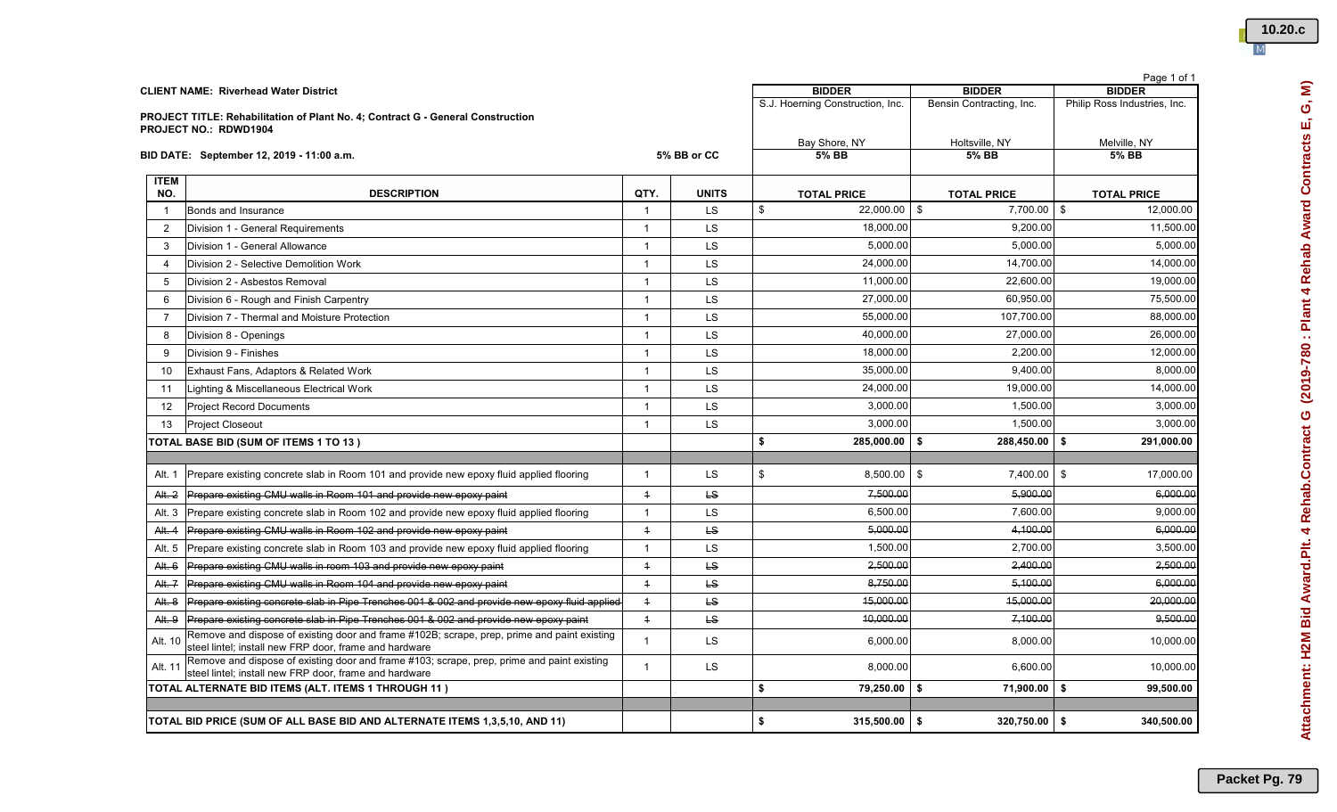**CLIENT NAME: Riverhead Water District**

**PROJECT TITLE: Rehabilitation of Plant No. 4; Contract G - General Construction**
**PROJECT NO.: RDWD1904**

**BID DATE: September 12, 2019 - 11:00 a.m.** **5% BB or CC**

| ITEM NO. | DESCRIPTION | QTY. | UNITS | BIDDER<br>S.J. Hoerning Construction, Inc.<br>Bay Shore, NY<br>5% BB<br>TOTAL PRICE | BIDDER<br>Bensin Contracting, Inc.<br>Holtsville, NY<br>5% BB<br>TOTAL PRICE | BIDDER<br>Philip Ross Industries, Inc.<br>Melville, NY<br>5% BB<br>TOTAL PRICE |
|---|---|---|---|---|---|---|
| 1 | Bonds and Insurance | 1 | LS | $ 22,000.00 | $ 7,700.00 | $ 12,000.00 |
| 2 | Division 1 - General Requirements | 1 | LS | 18,000.00 | 9,200.00 | 11,500.00 |
| 3 | Division 1 - General Allowance | 1 | LS | 5,000.00 | 5,000.00 | 5,000.00 |
| 4 | Division 2 - Selective Demolition Work | 1 | LS | 24,000.00 | 14,700.00 | 14,000.00 |
| 5 | Division 2 - Asbestos Removal | 1 | LS | 11,000.00 | 22,600.00 | 19,000.00 |
| 6 | Division 6 - Rough and Finish Carpentry | 1 | LS | 27,000.00 | 60,950.00 | 75,500.00 |
| 7 | Division 7 - Thermal and Moisture Protection | 1 | LS | 55,000.00 | 107,700.00 | 88,000.00 |
| 8 | Division 8 - Openings | 1 | LS | 40,000.00 | 27,000.00 | 26,000.00 |
| 9 | Division 9 - Finishes | 1 | LS | 18,000.00 | 2,200.00 | 12,000.00 |
| 10 | Exhaust Fans, Adaptors & Related Work | 1 | LS | 35,000.00 | 9,400.00 | 8,000.00 |
| 11 | Lighting & Miscellaneous Electrical Work | 1 | LS | 24,000.00 | 19,000.00 | 14,000.00 |
| 12 | Project Record Documents | 1 | LS | 3,000.00 | 1,500.00 | 3,000.00 |
| 13 | Project Closeout | 1 | LS | 3,000.00 | 1,500.00 | 3,000.00 |
| **TOTAL BASE BID (SUM OF ITEMS 1 TO 13 )** | | | | **$ 285,000.00** | **$ 288,450.00** | **$ 291,000.00** |
| Alt. 1 | Prepare existing concrete slab in Room 101 and provide new epoxy fluid applied flooring | 1 | LS | $ 8,500.00 | $ 7,400.00 | $ 17,000.00 |
| ~~Alt. 2~~ | ~~Prepare existing CMU walls in Room 101 and provide new epoxy paint~~ | ~~1~~ | ~~LS~~ | ~~7,500.00~~ | ~~5,900.00~~ | ~~6,000.00~~ |
| Alt. 3 | Prepare existing concrete slab in Room 102 and provide new epoxy fluid applied flooring | 1 | LS | 6,500.00 | 7,600.00 | 9,000.00 |
| ~~Alt. 4~~ | ~~Prepare existing CMU walls in Room 102 and provide new epoxy paint~~ | ~~1~~ | ~~LS~~ | ~~5,000.00~~ | ~~4,100.00~~ | ~~6,000.00~~ |
| Alt. 5 | Prepare existing concrete slab in Room 103 and provide new epoxy fluid applied flooring | 1 | LS | 1,500.00 | 2,700.00 | 3,500.00 |
| ~~Alt. 6~~ | ~~Prepare existing CMU walls in room 103 and provide new epoxy paint~~ | ~~1~~ | ~~LS~~ | ~~2,500.00~~ | ~~2,400.00~~ | ~~2,500.00~~ |
| ~~Alt. 7~~ | ~~Prepare existing CMU walls in Room 104 and provide new epoxy paint~~ | ~~1~~ | ~~LS~~ | ~~8,750.00~~ | ~~5,100.00~~ | ~~6,000.00~~ |
| ~~Alt. 8~~ | ~~Prepare existing concrete slab in Pipe Trenches 001 & 002 and provide new epoxy fluid applied~~ | ~~1~~ | ~~LS~~ | ~~15,000.00~~ | ~~15,000.00~~ | ~~20,000.00~~ |
| ~~Alt. 9~~ | ~~Prepare existing concrete slab in Pipe Trenches 001 & 002 and provide new epoxy paint~~ | ~~1~~ | ~~LS~~ | ~~10,000.00~~ | ~~7,100.00~~ | ~~9,500.00~~ |
| Alt. 10 | Remove and dispose of existing door and frame #102B; scrape, prep, prime and paint existing steel lintel; install new FRP door, frame and hardware | 1 | LS | 6,000.00 | 8,000.00 | 10,000.00 |
| Alt. 11 | Remove and dispose of existing door and frame #103; scrape, prep, prime and paint existing steel lintel; install new FRP door, frame and hardware | 1 | LS | 8,000.00 | 6,600.00 | 10,000.00 |
| **TOTAL ALTERNATE BID ITEMS (ALT. ITEMS 1 THROUGH 11 )** | | | | **$ 79,250.00** | **$ 71,900.00** | **$ 99,500.00** |
| **TOTAL BID PRICE (SUM OF ALL BASE BID AND ALTERNATE ITEMS 1,3,5,10, AND 11)** | | | | **$ 315,500.00** | **$ 320,750.00** | **$ 340,500.00** |